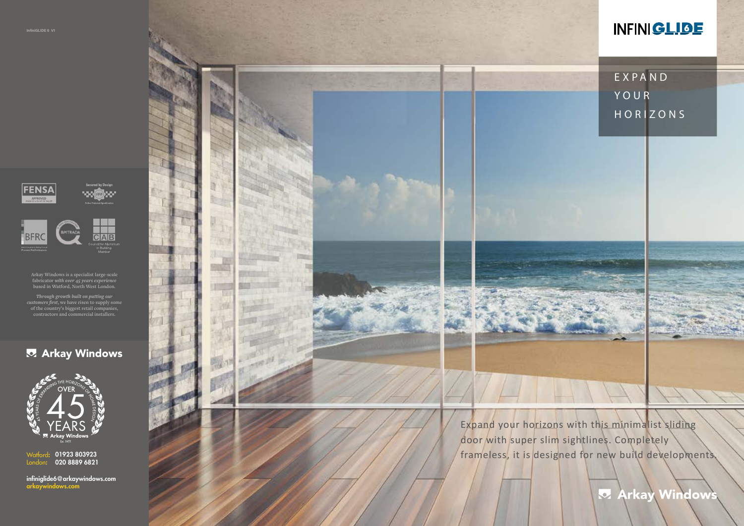InfiniGLIDE 6 V1

Arkay Windows is a specialist large-scale fabricator *with over 45 years experience* based in Watford, North West London.

*Through growth built on putting our customers first*, we have risen to supply some of the country's biggest retail companies, contractors and commercial installers.

**Arkay Windows**

OVER 45 YEARS OF EXPANDING THE HORIZONS OF HOME DESIGN

Arkay Windows Est. 1975

Watford: **01923 803923**
London: **020 8889 6821**

**infiniglide6@arkaywindows.com**
**arkaywindows.com**

# INFINIGLIDE

## EXPAND YOUR HORIZONS

Expand your horizons with this minimalist sliding door with super slim sightlines. Completely frameless, it is designed for new build developments.

**Arkay Windows**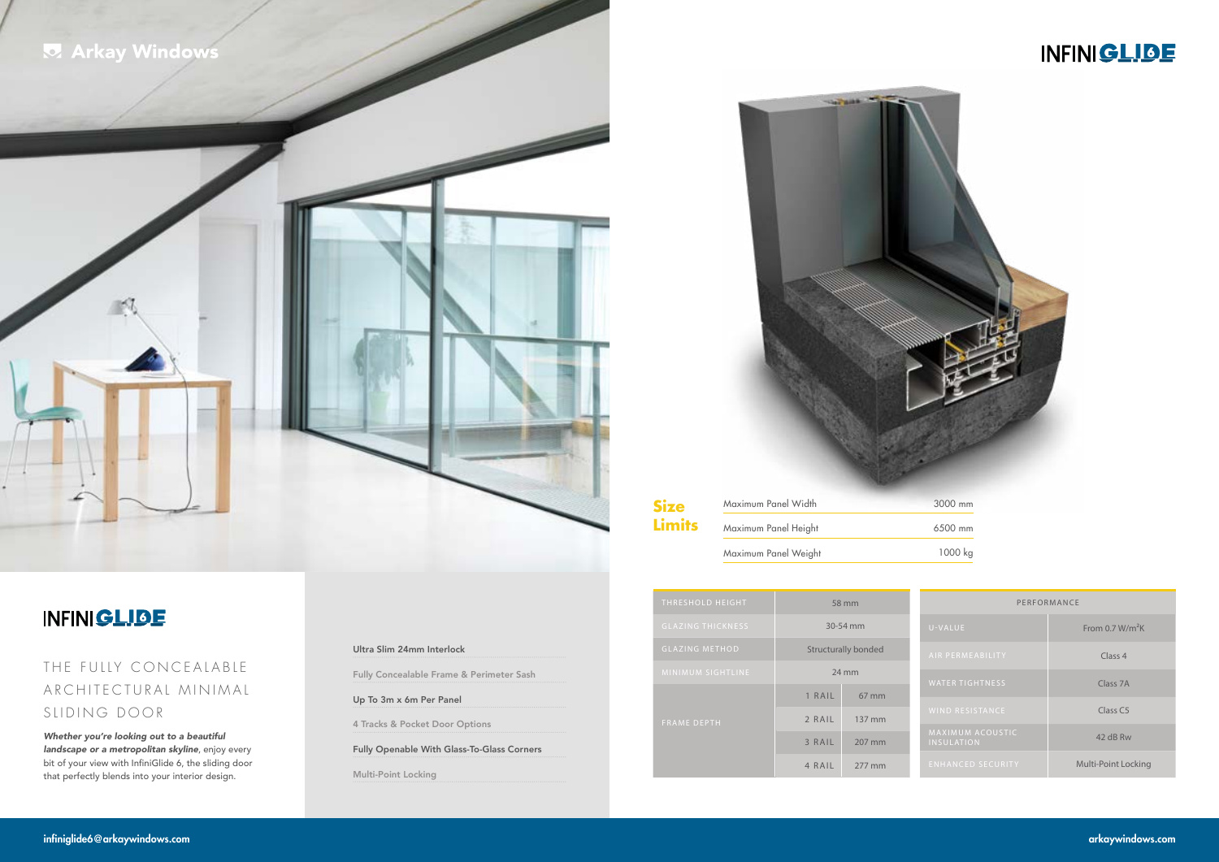# Arkay Windows

# INFINIGLIDE

## THE FULLY CONCEALABLE ARCHITECTURAL MINIMAL SLIDING DOOR

***Whether you're looking out to a beautiful landscape or a metropolitan skyline***, enjoy every bit of your view with InfiniGlide 6, the sliding door that perfectly blends into your interior design.

- Ultra Slim 24mm Interlock
- Fully Concealable Frame & Perimeter Sash
- Up To 3m x 6m Per Panel
- 4 Tracks & Pocket Door Options
- Fully Openable With Glass-To-Glass Corners
- Multi-Point Locking

# INFINIGLIDE

## Size Limits

| | |
|---|---|
| Maximum Panel Width | 3000 mm |
| Maximum Panel Height | 6500 mm |
| Maximum Panel Weight | 1000 kg |

| | | |
|---|---|---|
| THRESHOLD HEIGHT | 58 mm | |
| GLAZING THICKNESS | 30-54 mm | |
| GLAZING METHOD | Structurally bonded | |
| MINIMUM SIGHTLINE | 24 mm | |
| FRAME DEPTH | 1 RAIL | 67 mm |
| | 2 RAIL | 137 mm |
| | 3 RAIL | 207 mm |
| | 4 RAIL | 277 mm |

| PERFORMANCE | |
|---|---|
| U-VALUE | From 0.7 $W/m^2K$ |
| AIR PERMEABILITY | Class 4 |
| WATER TIGHTNESS | Class 7A |
| WIND RESISTANCE | Class C5 |
| MAXIMUM ACOUSTIC INSULATION | 42 dB Rw |
| ENHANCED SECURITY | Multi-Point Locking |

infiniglide6@arkaywindows.com

arkaywindows.com